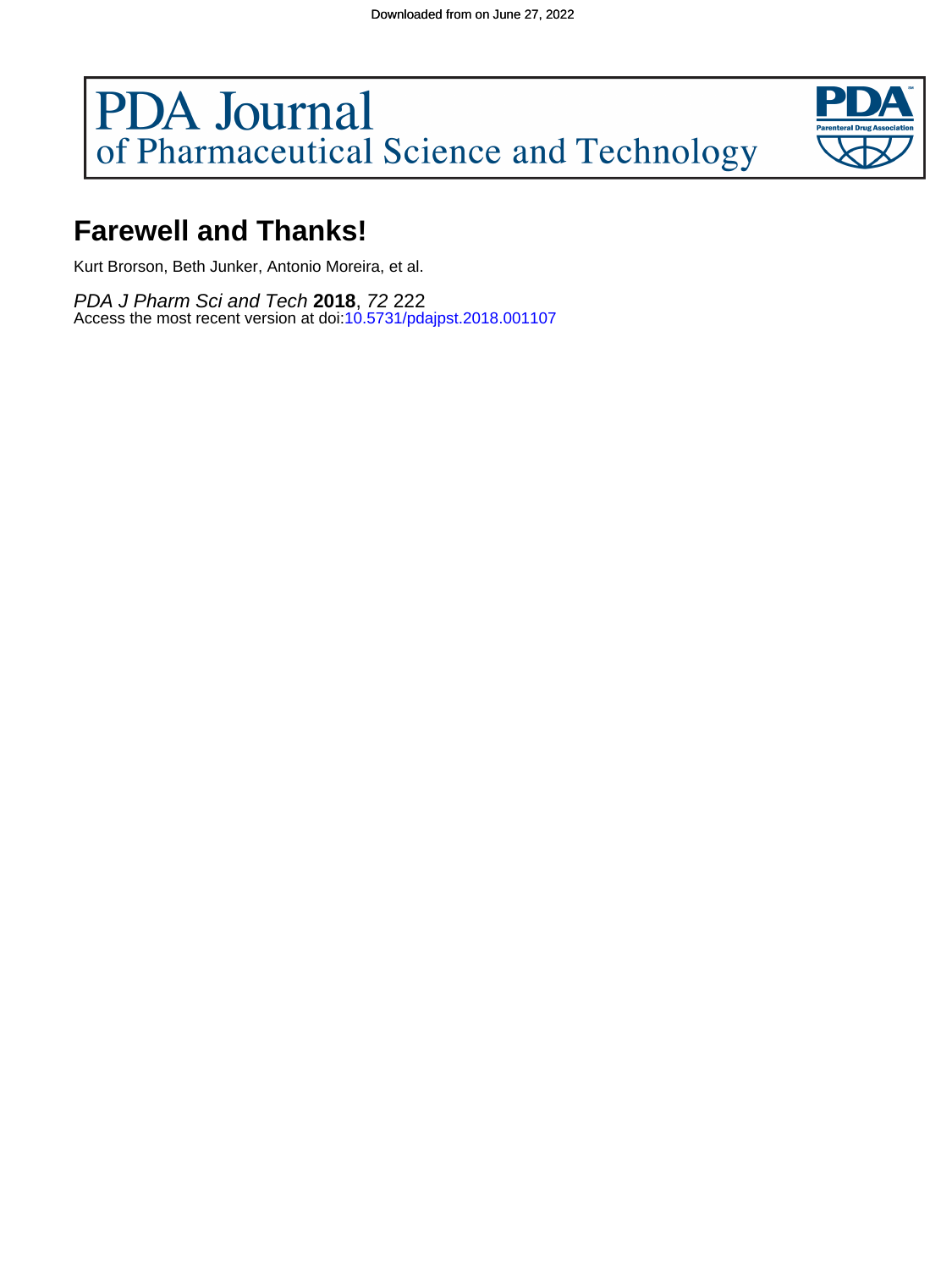# Farewell and Thanks!

Kurt Brorson, Beth Junker, Antonio Moreira, et al.

*PDA J Pharm Sci and Tech* **2018**, *72* 222
Access the most recent version at doi:10.5731/pdajpst.2018.001107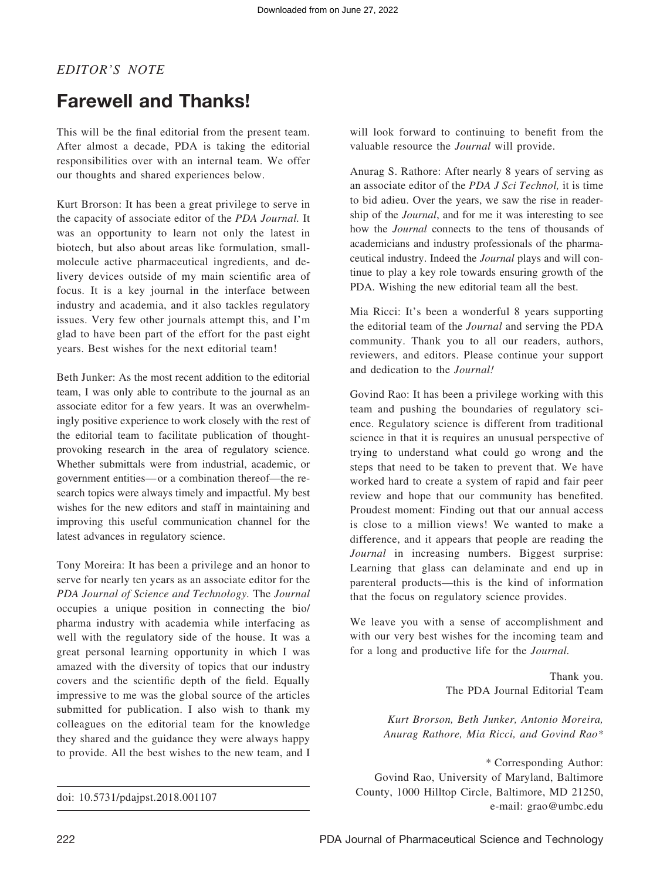*EDITOR'S NOTE*

# Farewell and Thanks!

This will be the final editorial from the present team. After almost a decade, PDA is taking the editorial responsibilities over with an internal team. We offer our thoughts and shared experiences below.

Kurt Brorson: It has been a great privilege to serve in the capacity of associate editor of the *PDA Journal.* It was an opportunity to learn not only the latest in biotech, but also about areas like formulation, small-molecule active pharmaceutical ingredients, and delivery devices outside of my main scientific area of focus. It is a key journal in the interface between industry and academia, and it also tackles regulatory issues. Very few other journals attempt this, and I'm glad to have been part of the effort for the past eight years. Best wishes for the next editorial team!

Beth Junker: As the most recent addition to the editorial team, I was only able to contribute to the journal as an associate editor for a few years. It was an overwhelmingly positive experience to work closely with the rest of the editorial team to facilitate publication of thought-provoking research in the area of regulatory science. Whether submittals were from industrial, academic, or government entities—or a combination thereof—the research topics were always timely and impactful. My best wishes for the new editors and staff in maintaining and improving this useful communication channel for the latest advances in regulatory science.

Tony Moreira: It has been a privilege and an honor to serve for nearly ten years as an associate editor for the *PDA Journal of Science and Technology*. The *Journal* occupies a unique position in connecting the bio/pharma industry with academia while interfacing as well with the regulatory side of the house. It was a great personal learning opportunity in which I was amazed with the diversity of topics that our industry covers and the scientific depth of the field. Equally impressive to me was the global source of the articles submitted for publication. I also wish to thank my colleagues on the editorial team for the knowledge they shared and the guidance they were always happy to provide. All the best wishes to the new team, and I will look forward to continuing to benefit from the valuable resource the *Journal* will provide.

Anurag S. Rathore: After nearly 8 years of serving as an associate editor of the *PDA J Sci Technol,* it is time to bid adieu. Over the years, we saw the rise in readership of the *Journal*, and for me it was interesting to see how the *Journal* connects to the tens of thousands of academicians and industry professionals of the pharmaceutical industry. Indeed the *Journal* plays and will continue to play a key role towards ensuring growth of the PDA. Wishing the new editorial team all the best.

Mia Ricci: It's been a wonderful 8 years supporting the editorial team of the *Journal* and serving the PDA community. Thank you to all our readers, authors, reviewers, and editors. Please continue your support and dedication to the *Journal!*

Govind Rao: It has been a privilege working with this team and pushing the boundaries of regulatory science. Regulatory science is different from traditional science in that it is requires an unusual perspective of trying to understand what could go wrong and the steps that need to be taken to prevent that. We have worked hard to create a system of rapid and fair peer review and hope that our community has benefited. Proudest moment: Finding out that our annual access is close to a million views! We wanted to make a difference, and it appears that people are reading the *Journal* in increasing numbers. Biggest surprise: Learning that glass can delaminate and end up in parenteral products—this is the kind of information that the focus on regulatory science provides.

We leave you with a sense of accomplishment and with our very best wishes for the incoming team and for a long and productive life for the *Journal.*

Thank you.
The PDA Journal Editorial Team

*Kurt Brorson, Beth Junker, Antonio Moreira, Anurag Rathore, Mia Ricci, and Govind Rao**

\* Corresponding Author:
Govind Rao, University of Maryland, Baltimore County, 1000 Hilltop Circle, Baltimore, MD 21250, e-mail: grao@umbc.edu

doi: 10.5731/pdajpst.2018.001107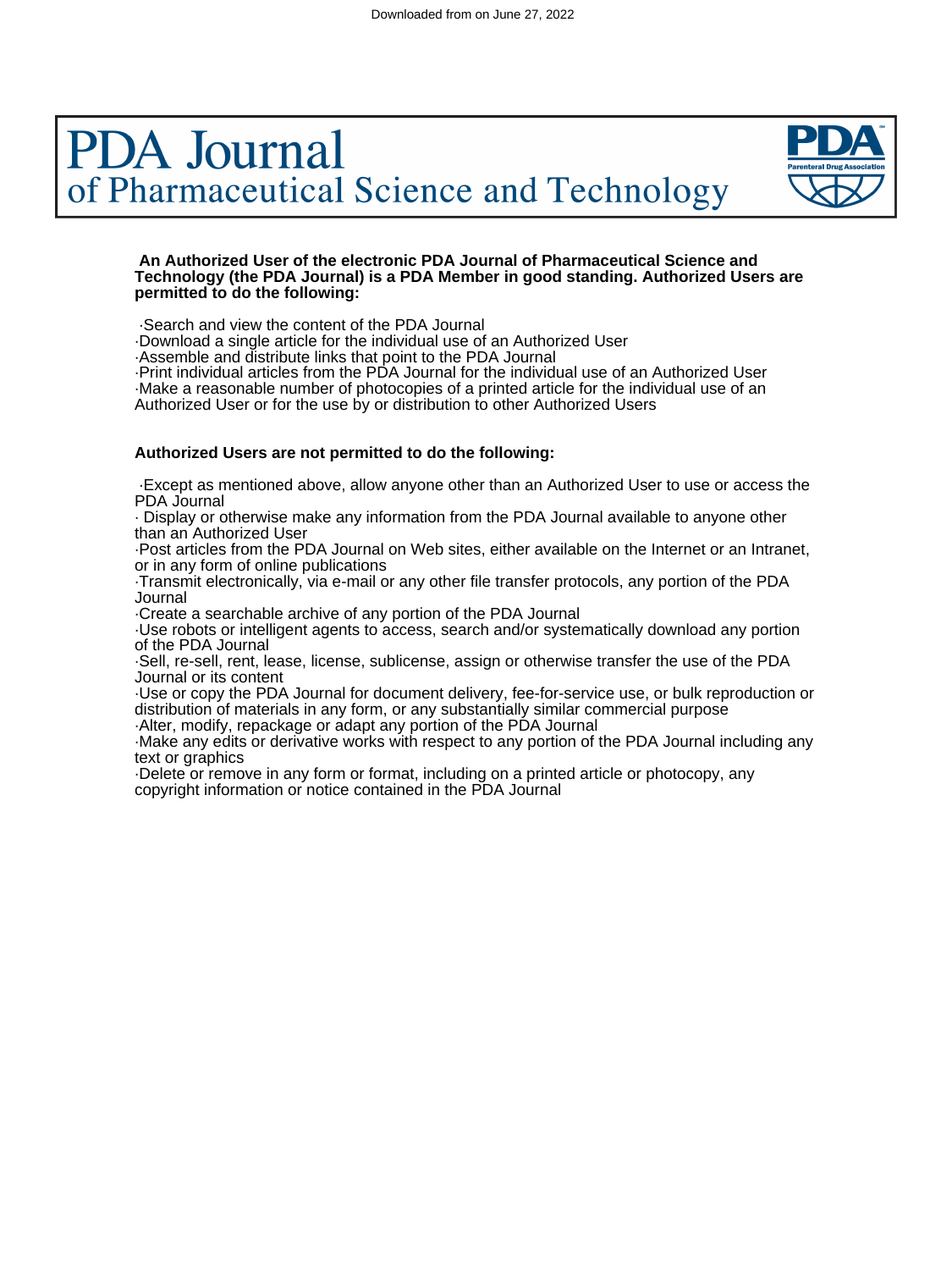# PDA Journal of Pharmaceutical Science and Technology

**An Authorized User of the electronic PDA Journal of Pharmaceutical Science and Technology (the PDA Journal) is a PDA Member in good standing. Authorized Users are permitted to do the following:**

·Search and view the content of the PDA Journal
·Download a single article for the individual use of an Authorized User
·Assemble and distribute links that point to the PDA Journal
·Print individual articles from the PDA Journal for the individual use of an Authorized User
·Make a reasonable number of photocopies of a printed article for the individual use of an Authorized User or for the use by or distribution to other Authorized Users

**Authorized Users are not permitted to do the following:**

·Except as mentioned above, allow anyone other than an Authorized User to use or access the PDA Journal
· Display or otherwise make any information from the PDA Journal available to anyone other than an Authorized User
·Post articles from the PDA Journal on Web sites, either available on the Internet or an Intranet, or in any form of online publications
·Transmit electronically, via e-mail or any other file transfer protocols, any portion of the PDA Journal
·Create a searchable archive of any portion of the PDA Journal
·Use robots or intelligent agents to access, search and/or systematically download any portion of the PDA Journal
·Sell, re-sell, rent, lease, license, sublicense, assign or otherwise transfer the use of the PDA Journal or its content
·Use or copy the PDA Journal for document delivery, fee-for-service use, or bulk reproduction or distribution of materials in any form, or any substantially similar commercial purpose
·Alter, modify, repackage or adapt any portion of the PDA Journal
·Make any edits or derivative works with respect to any portion of the PDA Journal including any text or graphics
·Delete or remove in any form or format, including on a printed article or photocopy, any copyright information or notice contained in the PDA Journal